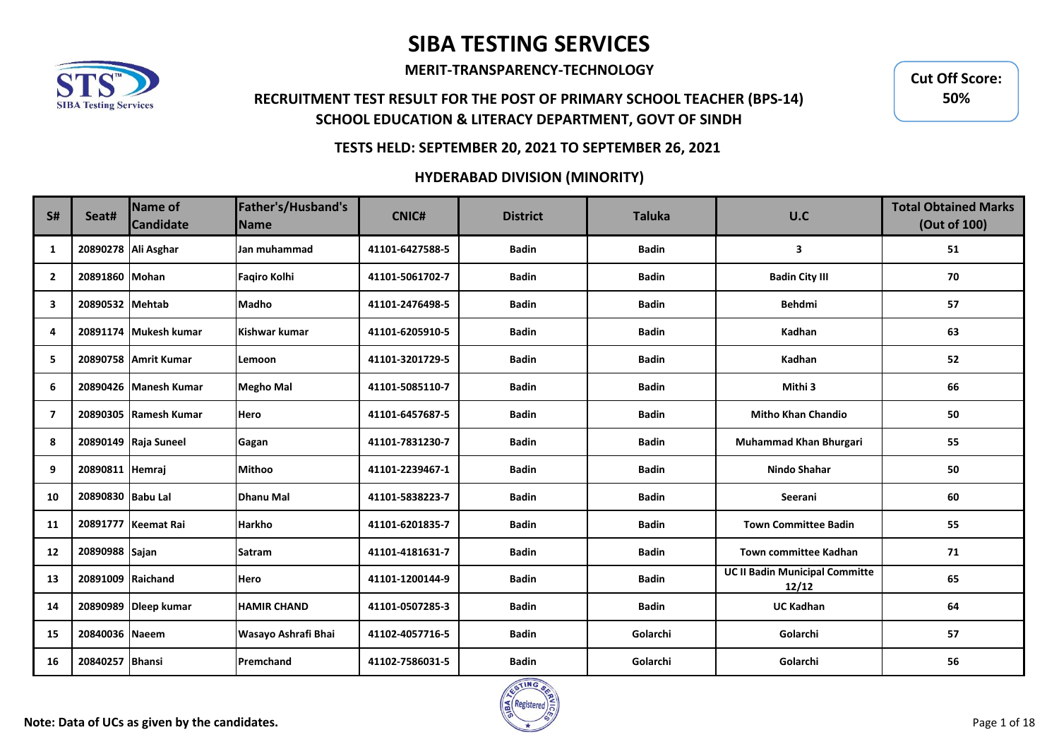# SIBA TESTING SERVICES

**MERIT-TRANSPARENCY-TECHNOLOGY**

**Cut Off Score: 50%**

## RECRUITMENT TEST RESULT FOR THE POST OF PRIMARY SCHOOL TEACHER (BPS-14)
## SCHOOL EDUCATION & LITERACY DEPARTMENT, GOVT OF SINDH

### TESTS HELD: SEPTEMBER 20, 2021 TO SEPTEMBER 26, 2021

### HYDERABAD DIVISION (MINORITY)

| S# | Seat# | Name of Candidate | Father's/Husband's Name | CNIC# | District | Taluka | U.C | Total Obtained Marks (Out of 100) |
|---|---|---|---|---|---|---|---|---|
| 1 | 20890278 | Ali Asghar | Jan muhammad | 41101-6427588-5 | Badin | Badin | 3 | 51 |
| 2 | 20891860 | Mohan | Faqiro Kolhi | 41101-5061702-7 | Badin | Badin | Badin City III | 70 |
| 3 | 20890532 | Mehtab | Madho | 41101-2476498-5 | Badin | Badin | Behdmi | 57 |
| 4 | 20891174 | Mukesh kumar | Kishwar kumar | 41101-6205910-5 | Badin | Badin | Kadhan | 63 |
| 5 | 20890758 | Amrit Kumar | Lemoon | 41101-3201729-5 | Badin | Badin | Kadhan | 52 |
| 6 | 20890426 | Manesh Kumar | Megho Mal | 41101-5085110-7 | Badin | Badin | Mithi 3 | 66 |
| 7 | 20890305 | Ramesh Kumar | Hero | 41101-6457687-5 | Badin | Badin | Mitho Khan Chandio | 50 |
| 8 | 20890149 | Raja Suneel | Gagan | 41101-7831230-7 | Badin | Badin | Muhammad Khan Bhurgari | 55 |
| 9 | 20890811 | Hemraj | Mithoo | 41101-2239467-1 | Badin | Badin | Nindo Shahar | 50 |
| 10 | 20890830 | Babu Lal | Dhanu Mal | 41101-5838223-7 | Badin | Badin | Seerani | 60 |
| 11 | 20891777 | Keemat Rai | Harkho | 41101-6201835-7 | Badin | Badin | Town Committee Badin | 55 |
| 12 | 20890988 | Sajan | Satram | 41101-4181631-7 | Badin | Badin | Town committee Kadhan | 71 |
| 13 | 20891009 | Raichand | Hero | 41101-1200144-9 | Badin | Badin | UC II Badin Municipal Committe 12/12 | 65 |
| 14 | 20890989 | Dleep kumar | HAMIR CHAND | 41101-0507285-3 | Badin | Badin | UC Kadhan | 64 |
| 15 | 20840036 | Naeem | Wasayo Ashrafi Bhai | 41102-4057716-5 | Badin | Golarchi | Golarchi | 57 |
| 16 | 20840257 | Bhansi | Premchand | 41102-7586031-5 | Badin | Golarchi | Golarchi | 56 |

**Note: Data of UCs as given by the candidates.**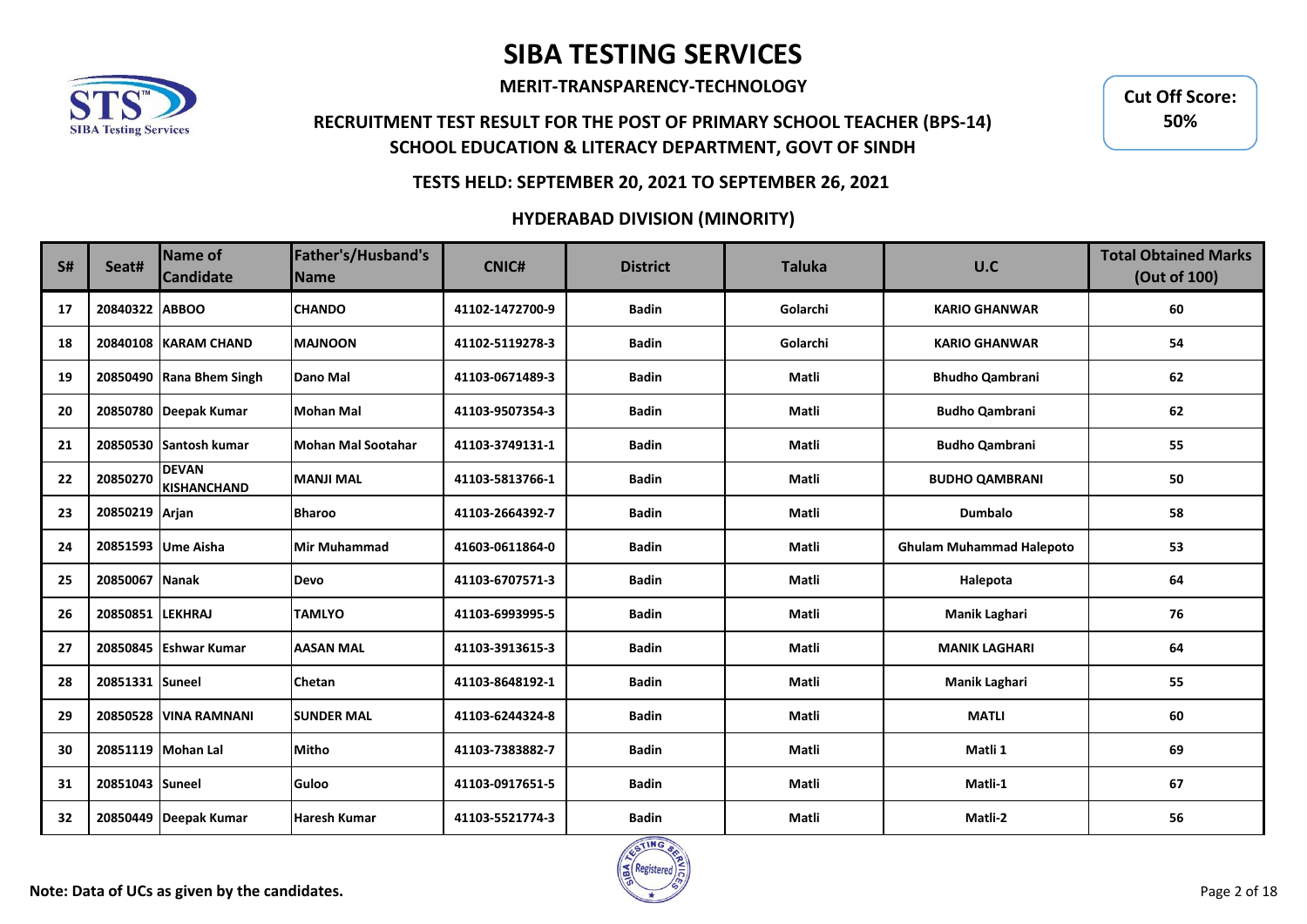# SIBA TESTING SERVICES

**MERIT-TRANSPARENCY-TECHNOLOGY**

**RECRUITMENT TEST RESULT FOR THE POST OF PRIMARY SCHOOL TEACHER (BPS-14)**
**SCHOOL EDUCATION & LITERACY DEPARTMENT, GOVT OF SINDH**

**Cut Off Score: 50%**

**TESTS HELD: SEPTEMBER 20, 2021 TO SEPTEMBER 26, 2021**

**HYDERABAD DIVISION (MINORITY)**

| S# | Seat# | Name of Candidate | Father's/Husband's Name | CNIC# | District | Taluka | U.C | Total Obtained Marks (Out of 100) |
|---|---|---|---|---|---|---|---|---|
| 17 | 20840322 | ABBOO | CHANDO | 41102-1472700-9 | Badin | Golarchi | KARIO GHANWAR | 60 |
| 18 | 20840108 | KARAM CHAND | MAJNOON | 41102-5119278-3 | Badin | Golarchi | KARIO GHANWAR | 54 |
| 19 | 20850490 | Rana Bhem Singh | Dano Mal | 41103-0671489-3 | Badin | Matli | Bhudho Qambrani | 62 |
| 20 | 20850780 | Deepak Kumar | Mohan Mal | 41103-9507354-3 | Badin | Matli | Budho Qambrani | 62 |
| 21 | 20850530 | Santosh kumar | Mohan Mal Sootahar | 41103-3749131-1 | Badin | Matli | Budho Qambrani | 55 |
| 22 | 20850270 | DEVAN KISHANCHAND | MANJI MAL | 41103-5813766-1 | Badin | Matli | BUDHO QAMBRANI | 50 |
| 23 | 20850219 | Arjan | Bharoo | 41103-2664392-7 | Badin | Matli | Dumbalo | 58 |
| 24 | 20851593 | Ume Aisha | Mir Muhammad | 41603-0611864-0 | Badin | Matli | Ghulam Muhammad Halepoto | 53 |
| 25 | 20850067 | Nanak | Devo | 41103-6707571-3 | Badin | Matli | Halepota | 64 |
| 26 | 20850851 | LEKHRAJ | TAMLYO | 41103-6993995-5 | Badin | Matli | Manik Laghari | 76 |
| 27 | 20850845 | Eshwar Kumar | AASAN MAL | 41103-3913615-3 | Badin | Matli | MANIK LAGHARI | 64 |
| 28 | 20851331 | Suneel | Chetan | 41103-8648192-1 | Badin | Matli | Manik Laghari | 55 |
| 29 | 20850528 | VINA RAMNANI | SUNDER MAL | 41103-6244324-8 | Badin | Matli | MATLI | 60 |
| 30 | 20851119 | Mohan Lal | Mitho | 41103-7383882-7 | Badin | Matli | Matli 1 | 69 |
| 31 | 20851043 | Suneel | Guloo | 41103-0917651-5 | Badin | Matli | Matli-1 | 67 |
| 32 | 20850449 | Deepak Kumar | Haresh Kumar | 41103-5521774-3 | Badin | Matli | Matli-2 | 56 |

**Note: Data of UCs as given by the candidates.**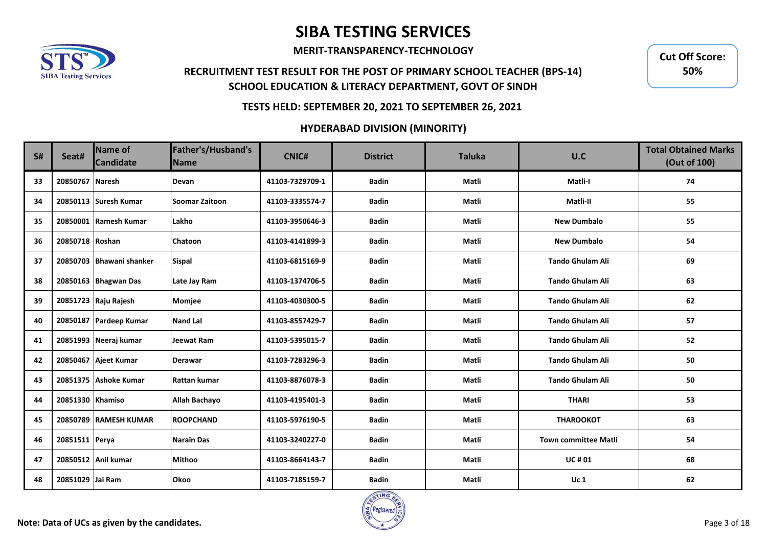# SIBA TESTING SERVICES

**MERIT-TRANSPARENCY-TECHNOLOGY**

**RECRUITMENT TEST RESULT FOR THE POST OF PRIMARY SCHOOL TEACHER (BPS-14)**
**SCHOOL EDUCATION & LITERACY DEPARTMENT, GOVT OF SINDH**

**Cut Off Score: 50%**

**TESTS HELD: SEPTEMBER 20, 2021 TO SEPTEMBER 26, 2021**

**HYDERABAD DIVISION (MINORITY)**

| S# | Seat# | Name of Candidate | Father's/Husband's Name | CNIC# | District | Taluka | U.C | Total Obtained Marks (Out of 100) |
|---|---|---|---|---|---|---|---|---|
| 33 | 20850767 | Naresh | Devan | 41103-7329709-1 | Badin | Matli | Matli-I | 74 |
| 34 | 20850113 | Suresh Kumar | Soomar Zaitoon | 41103-3335574-7 | Badin | Matli | Matli-II | 55 |
| 35 | 20850001 | Ramesh Kumar | Lakho | 41103-3950646-3 | Badin | Matli | New Dumbalo | 55 |
| 36 | 20850718 | Roshan | Chatoon | 41103-4141899-3 | Badin | Matli | New Dumbalo | 54 |
| 37 | 20850703 | Bhawani shanker | Sispal | 41103-6815169-9 | Badin | Matli | Tando Ghulam Ali | 69 |
| 38 | 20850163 | Bhagwan Das | Late Jay Ram | 41103-1374706-5 | Badin | Matli | Tando Ghulam Ali | 63 |
| 39 | 20851723 | Raju Rajesh | Momjee | 41103-4030300-5 | Badin | Matli | Tando Ghulam Ali | 62 |
| 40 | 20850187 | Pardeep Kumar | Nand Lal | 41103-8557429-7 | Badin | Matli | Tando Ghulam Ali | 57 |
| 41 | 20851993 | Neeraj kumar | Jeewat Ram | 41103-5395015-7 | Badin | Matli | Tando Ghulam Ali | 52 |
| 42 | 20850467 | Ajeet Kumar | Derawar | 41103-7283296-3 | Badin | Matli | Tando Ghulam Ali | 50 |
| 43 | 20851375 | Ashoke Kumar | Rattan kumar | 41103-8876078-3 | Badin | Matli | Tando Ghulam Ali | 50 |
| 44 | 20851330 | Khamiso | Allah Bachayo | 41103-4195401-3 | Badin | Matli | THARI | 53 |
| 45 | 20850789 | RAMESH KUMAR | ROOPCHAND | 41103-5976190-5 | Badin | Matli | THAROOKOT | 63 |
| 46 | 20851511 | Perya | Narain Das | 41103-3240227-0 | Badin | Matli | Town committee Matli | 54 |
| 47 | 20850512 | Anil kumar | Mithoo | 41103-8664143-7 | Badin | Matli | UC # 01 | 68 |
| 48 | 20851029 | Jai Ram | Okoo | 41103-7185159-7 | Badin | Matli | Uc 1 | 62 |

**Note: Data of UCs as given by the candidates.**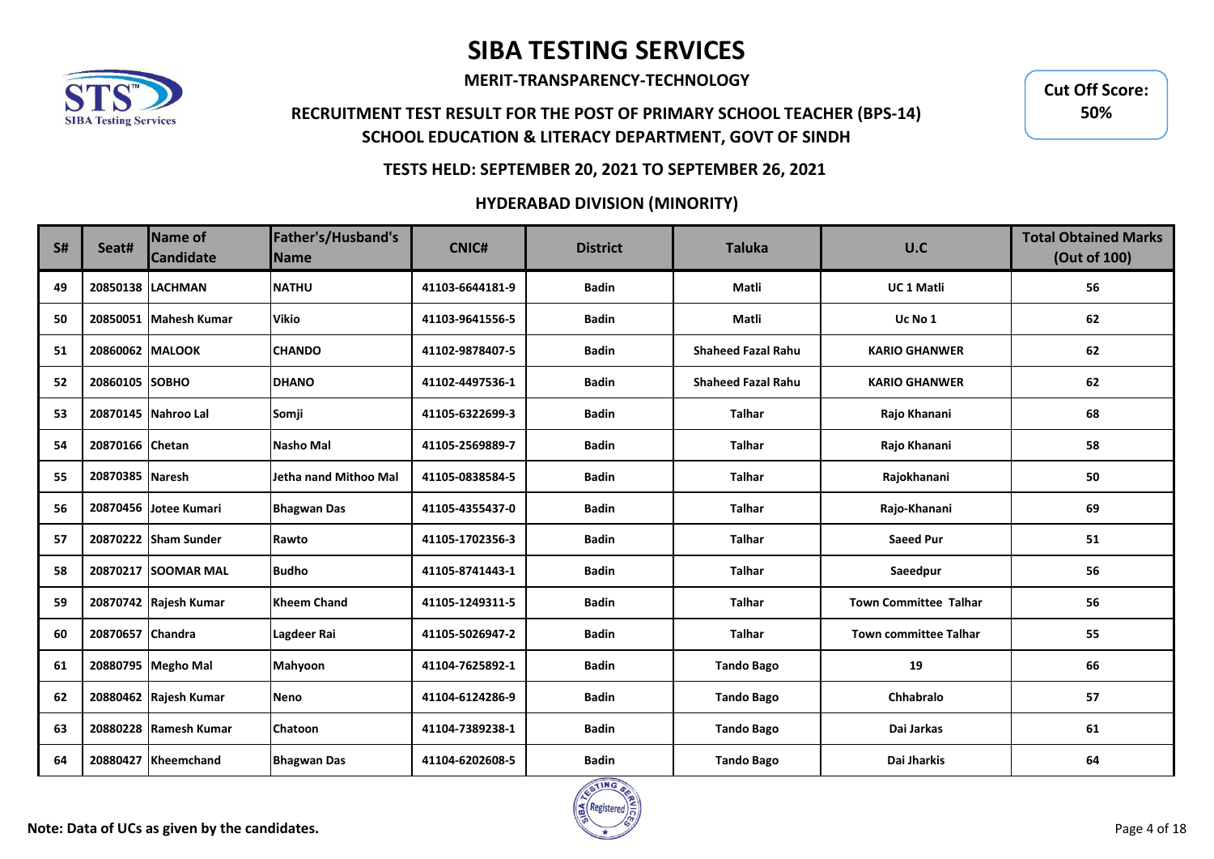# SIBA TESTING SERVICES

**MERIT-TRANSPARENCY-TECHNOLOGY**

**RECRUITMENT TEST RESULT FOR THE POST OF PRIMARY SCHOOL TEACHER (BPS-14)**
**SCHOOL EDUCATION & LITERACY DEPARTMENT, GOVT OF SINDH**

**Cut Off Score: 50%**

**TESTS HELD: SEPTEMBER 20, 2021 TO SEPTEMBER 26, 2021**

**HYDERABAD DIVISION (MINORITY)**

| S# | Seat# | Name of Candidate | Father's/Husband's Name | CNIC# | District | Taluka | U.C | Total Obtained Marks (Out of 100) |
|---|---|---|---|---|---|---|---|---|
| 49 | 20850138 | LACHMAN | NATHU | 41103-6644181-9 | Badin | Matli | UC 1 Matli | 56 |
| 50 | 20850051 | Mahesh Kumar | Vikio | 41103-9641556-5 | Badin | Matli | Uc No 1 | 62 |
| 51 | 20860062 | MALOOK | CHANDO | 41102-9878407-5 | Badin | Shaheed Fazal Rahu | KARIO GHANWER | 62 |
| 52 | 20860105 | SOBHO | DHANO | 41102-4497536-1 | Badin | Shaheed Fazal Rahu | KARIO GHANWER | 62 |
| 53 | 20870145 | Nahroo Lal | Somji | 41105-6322699-3 | Badin | Talhar | Rajo Khanani | 68 |
| 54 | 20870166 | Chetan | Nasho Mal | 41105-2569889-7 | Badin | Talhar | Rajo Khanani | 58 |
| 55 | 20870385 | Naresh | Jetha nand Mithoo Mal | 41105-0838584-5 | Badin | Talhar | Rajokhanani | 50 |
| 56 | 20870456 | Jotee Kumari | Bhagwan Das | 41105-4355437-0 | Badin | Talhar | Rajo-Khanani | 69 |
| 57 | 20870222 | Sham Sunder | Rawto | 41105-1702356-3 | Badin | Talhar | Saeed Pur | 51 |
| 58 | 20870217 | SOOMAR MAL | Budho | 41105-8741443-1 | Badin | Talhar | Saeedpur | 56 |
| 59 | 20870742 | Rajesh Kumar | Kheem Chand | 41105-1249311-5 | Badin | Talhar | Town Committee Talhar | 56 |
| 60 | 20870657 | Chandra | Lagdeer Rai | 41105-5026947-2 | Badin | Talhar | Town committee Talhar | 55 |
| 61 | 20880795 | Megho Mal | Mahyoon | 41104-7625892-1 | Badin | Tando Bago | 19 | 66 |
| 62 | 20880462 | Rajesh Kumar | Neno | 41104-6124286-9 | Badin | Tando Bago | Chhabralo | 57 |
| 63 | 20880228 | Ramesh Kumar | Chatoon | 41104-7389238-1 | Badin | Tando Bago | Dai Jarkas | 61 |
| 64 | 20880427 | Kheemchand | Bhagwan Das | 41104-6202608-5 | Badin | Tando Bago | Dai Jharkis | 64 |

**Note: Data of UCs as given by the candidates.**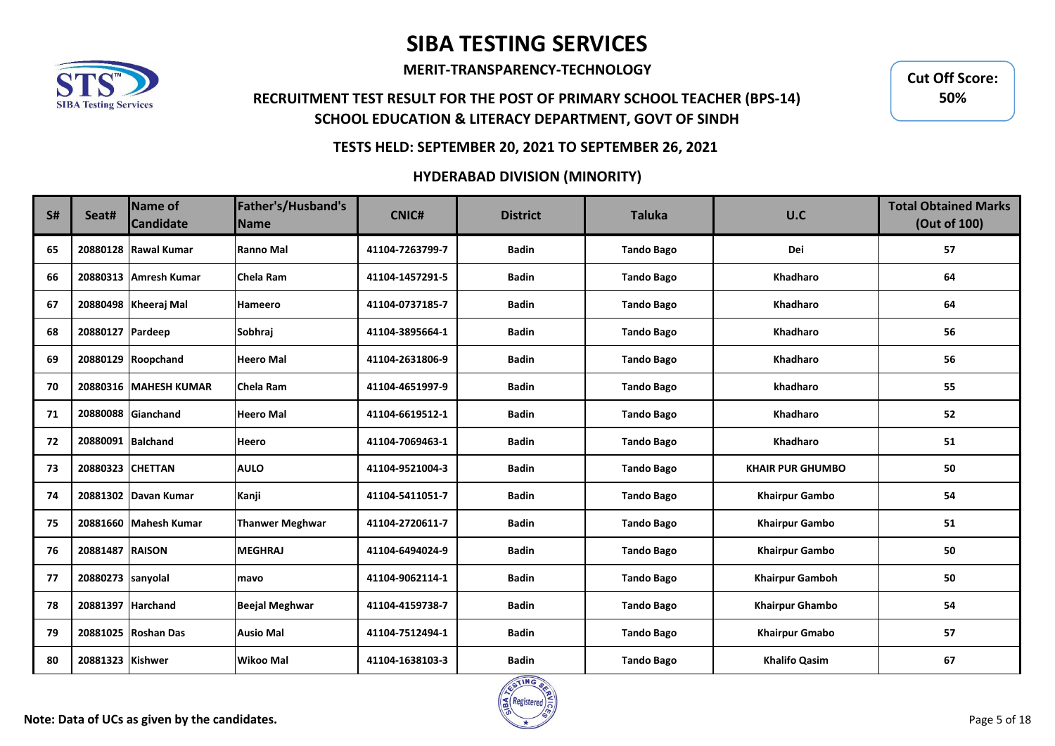# SIBA TESTING SERVICES

**MERIT-TRANSPARENCY-TECHNOLOGY**

**RECRUITMENT TEST RESULT FOR THE POST OF PRIMARY SCHOOL TEACHER (BPS-14)**
**SCHOOL EDUCATION & LITERACY DEPARTMENT, GOVT OF SINDH**

**Cut Off Score: 50%**

**TESTS HELD: SEPTEMBER 20, 2021 TO SEPTEMBER 26, 2021**

**HYDERABAD DIVISION (MINORITY)**

| S# | Seat# | Name of Candidate | Father's/Husband's Name | CNIC# | District | Taluka | U.C | Total Obtained Marks (Out of 100) |
|---|---|---|---|---|---|---|---|---|
| 65 | 20880128 | Rawal Kumar | Ranno Mal | 41104-7263799-7 | Badin | Tando Bago | Dei | 57 |
| 66 | 20880313 | Amresh Kumar | Chela Ram | 41104-1457291-5 | Badin | Tando Bago | Khadharo | 64 |
| 67 | 20880498 | Kheeraj Mal | Hameero | 41104-0737185-7 | Badin | Tando Bago | Khadharo | 64 |
| 68 | 20880127 | Pardeep | Sobhraj | 41104-3895664-1 | Badin | Tando Bago | Khadharo | 56 |
| 69 | 20880129 | Roopchand | Heero Mal | 41104-2631806-9 | Badin | Tando Bago | Khadharo | 56 |
| 70 | 20880316 | MAHESH KUMAR | Chela Ram | 41104-4651997-9 | Badin | Tando Bago | khadharo | 55 |
| 71 | 20880088 | Gianchand | Heero Mal | 41104-6619512-1 | Badin | Tando Bago | Khadharo | 52 |
| 72 | 20880091 | Balchand | Heero | 41104-7069463-1 | Badin | Tando Bago | Khadharo | 51 |
| 73 | 20880323 | CHETTAN | AULO | 41104-9521004-3 | Badin | Tando Bago | KHAIR PUR GHUMBO | 50 |
| 74 | 20881302 | Davan Kumar | Kanji | 41104-5411051-7 | Badin | Tando Bago | Khairpur Gambo | 54 |
| 75 | 20881660 | Mahesh Kumar | Thanwer Meghwar | 41104-2720611-7 | Badin | Tando Bago | Khairpur Gambo | 51 |
| 76 | 20881487 | RAISON | MEGHRAJ | 41104-6494024-9 | Badin | Tando Bago | Khairpur Gambo | 50 |
| 77 | 20880273 | sanyolal | mavo | 41104-9062114-1 | Badin | Tando Bago | Khairpur Gamboh | 50 |
| 78 | 20881397 | Harchand | Beejal Meghwar | 41104-4159738-7 | Badin | Tando Bago | Khairpur Ghambo | 54 |
| 79 | 20881025 | Roshan Das | Ausio Mal | 41104-7512494-1 | Badin | Tando Bago | Khairpur Gmabo | 57 |
| 80 | 20881323 | Kishwer | Wikoo Mal | 41104-1638103-3 | Badin | Tando Bago | Khalifo Qasim | 67 |

**Note: Data of UCs as given by the candidates.**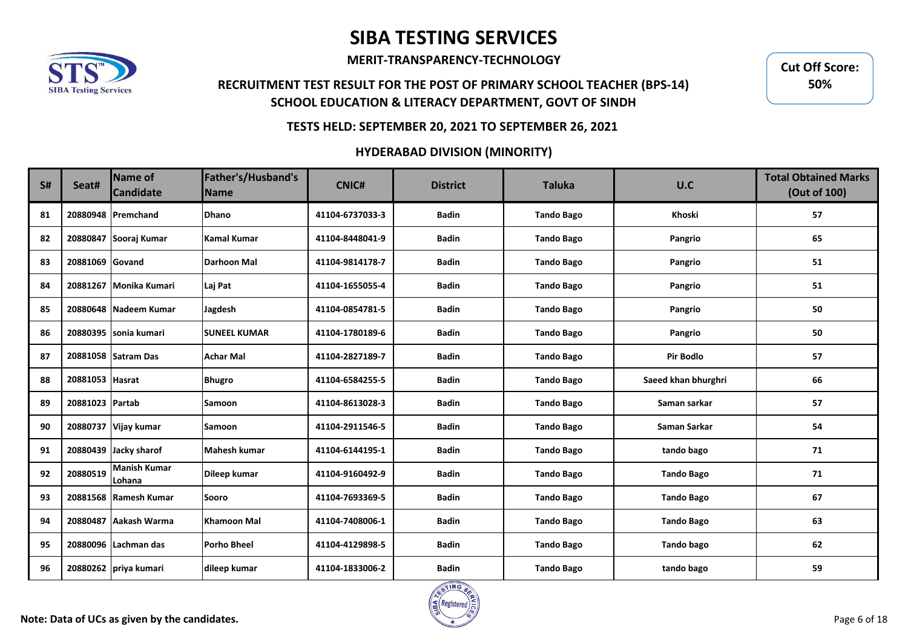# SIBA TESTING SERVICES

**MERIT-TRANSPARENCY-TECHNOLOGY**

**RECRUITMENT TEST RESULT FOR THE POST OF PRIMARY SCHOOL TEACHER (BPS-14)**
**SCHOOL EDUCATION & LITERACY DEPARTMENT, GOVT OF SINDH**

**Cut Off Score: 50%**

**TESTS HELD: SEPTEMBER 20, 2021 TO SEPTEMBER 26, 2021**

**HYDERABAD DIVISION (MINORITY)**

| S# | Seat# | Name of Candidate | Father's/Husband's Name | CNIC# | District | Taluka | U.C | Total Obtained Marks (Out of 100) |
|---|---|---|---|---|---|---|---|---|
| 81 | 20880948 | Premchand | Dhano | 41104-6737033-3 | Badin | Tando Bago | Khoski | 57 |
| 82 | 20880847 | Sooraj Kumar | Kamal Kumar | 41104-8448041-9 | Badin | Tando Bago | Pangrio | 65 |
| 83 | 20881069 | Govand | Darhoon Mal | 41104-9814178-7 | Badin | Tando Bago | Pangrio | 51 |
| 84 | 20881267 | Monika Kumari | Laj Pat | 41104-1655055-4 | Badin | Tando Bago | Pangrio | 51 |
| 85 | 20880648 | Nadeem Kumar | Jagdesh | 41104-0854781-5 | Badin | Tando Bago | Pangrio | 50 |
| 86 | 20880395 | sonia kumari | SUNEEL KUMAR | 41104-1780189-6 | Badin | Tando Bago | Pangrio | 50 |
| 87 | 20881058 | Satram Das | Achar Mal | 41104-2827189-7 | Badin | Tando Bago | Pir Bodlo | 57 |
| 88 | 20881053 | Hasrat | Bhugro | 41104-6584255-5 | Badin | Tando Bago | Saeed khan bhurghri | 66 |
| 89 | 20881023 | Partab | Samoon | 41104-8613028-3 | Badin | Tando Bago | Saman sarkar | 57 |
| 90 | 20880737 | Vijay kumar | Samoon | 41104-2911546-5 | Badin | Tando Bago | Saman Sarkar | 54 |
| 91 | 20880439 | Jacky sharof | Mahesh kumar | 41104-6144195-1 | Badin | Tando Bago | tando bago | 71 |
| 92 | 20880519 | Manish Kumar Lohana | Dileep kumar | 41104-9160492-9 | Badin | Tando Bago | Tando Bago | 71 |
| 93 | 20881568 | Ramesh Kumar | Sooro | 41104-7693369-5 | Badin | Tando Bago | Tando Bago | 67 |
| 94 | 20880487 | Aakash Warma | Khamoon Mal | 41104-7408006-1 | Badin | Tando Bago | Tando Bago | 63 |
| 95 | 20880096 | Lachman das | Porho Bheel | 41104-4129898-5 | Badin | Tando Bago | Tando bago | 62 |
| 96 | 20880262 | priya kumari | dileep kumar | 41104-1833006-2 | Badin | Tando Bago | tando bago | 59 |

**Note: Data of UCs as given by the candidates.**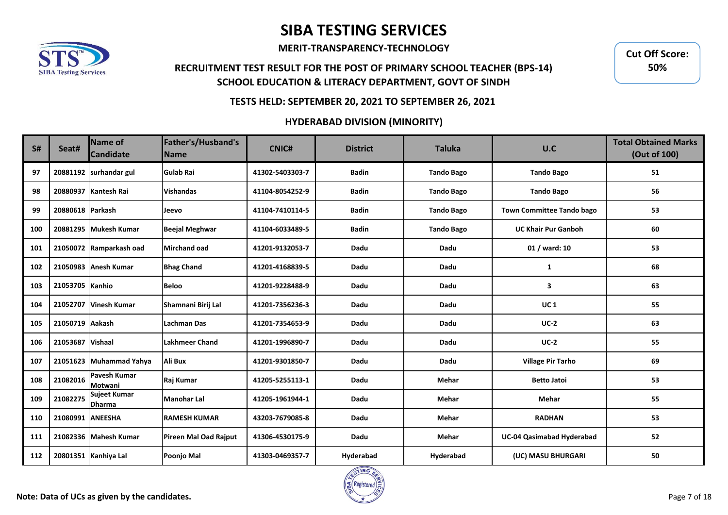# SIBA TESTING SERVICES

**MERIT-TRANSPARENCY-TECHNOLOGY**

**RECRUITMENT TEST RESULT FOR THE POST OF PRIMARY SCHOOL TEACHER (BPS-14)**
**SCHOOL EDUCATION & LITERACY DEPARTMENT, GOVT OF SINDH**

**Cut Off Score: 50%**

**TESTS HELD: SEPTEMBER 20, 2021 TO SEPTEMBER 26, 2021**

**HYDERABAD DIVISION (MINORITY)**

| S# | Seat# | Name of Candidate | Father's/Husband's Name | CNIC# | District | Taluka | U.C | Total Obtained Marks (Out of 100) |
|---|---|---|---|---|---|---|---|---|
| 97 | 20881192 | surhandar gul | Gulab Rai | 41302-5403303-7 | Badin | Tando Bago | Tando Bago | 51 |
| 98 | 20880937 | Kantesh Rai | Vishandas | 41104-8054252-9 | Badin | Tando Bago | Tando Bago | 56 |
| 99 | 20880618 | Parkash | Jeevo | 41104-7410114-5 | Badin | Tando Bago | Town Committee Tando bago | 53 |
| 100 | 20881295 | Mukesh Kumar | Beejal Meghwar | 41104-6033489-5 | Badin | Tando Bago | UC Khair Pur Ganboh | 60 |
| 101 | 21050072 | Ramparkash oad | Mirchand oad | 41201-9132053-7 | Dadu | Dadu | 01 / ward: 10 | 53 |
| 102 | 21050983 | Anesh Kumar | Bhag Chand | 41201-4168839-5 | Dadu | Dadu | 1 | 68 |
| 103 | 21053705 | Kanhio | Beloo | 41201-9228488-9 | Dadu | Dadu | 3 | 63 |
| 104 | 21052707 | Vinesh Kumar | Shamnani Birij Lal | 41201-7356236-3 | Dadu | Dadu | UC 1 | 55 |
| 105 | 21050719 | Aakash | Lachman Das | 41201-7354653-9 | Dadu | Dadu | UC-2 | 63 |
| 106 | 21053687 | Vishaal | Lakhmeer Chand | 41201-1996890-7 | Dadu | Dadu | UC-2 | 55 |
| 107 | 21051623 | Muhammad Yahya | Ali Bux | 41201-9301850-7 | Dadu | Dadu | Village Pir Tarho | 69 |
| 108 | 21082016 | Pavesh Kumar Motwani | Raj Kumar | 41205-5255113-1 | Dadu | Mehar | Betto Jatoi | 53 |
| 109 | 21082275 | Sujeet Kumar Dharma | Manohar Lal | 41205-1961944-1 | Dadu | Mehar | Mehar | 55 |
| 110 | 21080991 | ANEESHA | RAMESH KUMAR | 43203-7679085-8 | Dadu | Mehar | RADHAN | 53 |
| 111 | 21082336 | Mahesh Kumar | Pireen Mal Oad Rajput | 41306-4530175-9 | Dadu | Mehar | UC-04 Qasimabad Hyderabad | 52 |
| 112 | 20801351 | Kanhiya Lal | Poonjo Mal | 41303-0469357-7 | Hyderabad | Hyderabad | (UC) MASU BHURGARI | 50 |

**Note: Data of UCs as given by the candidates.**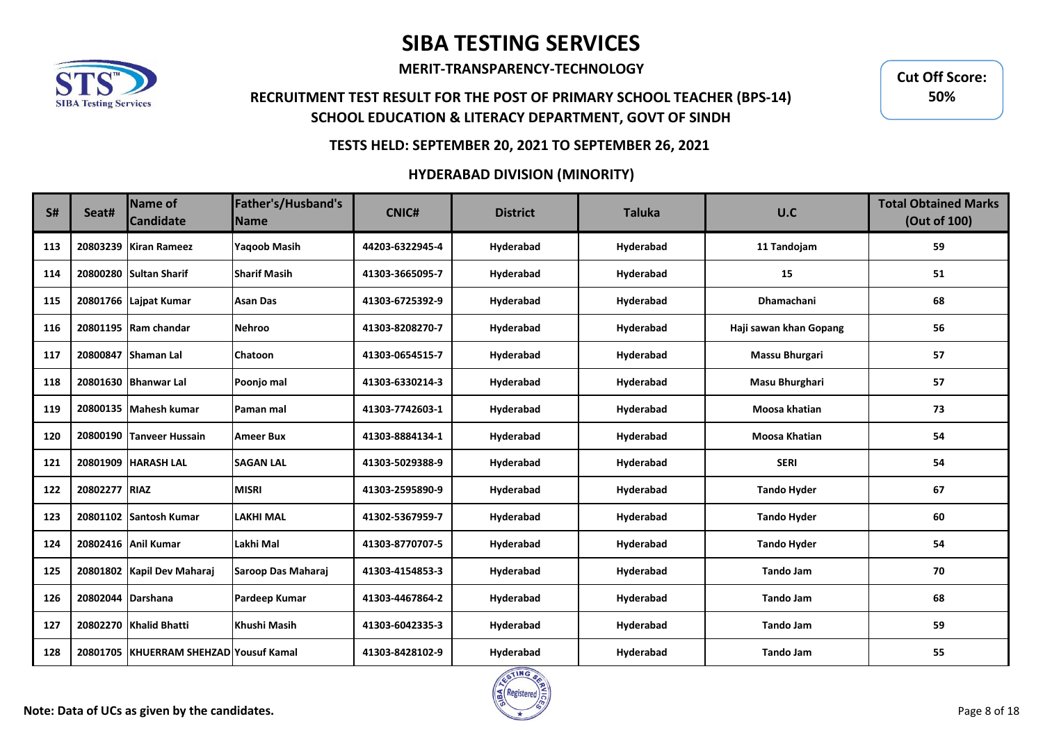# SIBA TESTING SERVICES

**MERIT-TRANSPARENCY-TECHNOLOGY**

**RECRUITMENT TEST RESULT FOR THE POST OF PRIMARY SCHOOL TEACHER (BPS-14)**
**SCHOOL EDUCATION & LITERACY DEPARTMENT, GOVT OF SINDH**

**Cut Off Score: 50%**

**TESTS HELD: SEPTEMBER 20, 2021 TO SEPTEMBER 26, 2021**

**HYDERABAD DIVISION (MINORITY)**

| S# | Seat# | Name of Candidate | Father's/Husband's Name | CNIC# | District | Taluka | U.C | Total Obtained Marks (Out of 100) |
|---|---|---|---|---|---|---|---|---|
| 113 | 20803239 | Kiran Rameez | Yaqoob Masih | 44203-6322945-4 | Hyderabad | Hyderabad | 11 Tandojam | 59 |
| 114 | 20800280 | Sultan Sharif | Sharif Masih | 41303-3665095-7 | Hyderabad | Hyderabad | 15 | 51 |
| 115 | 20801766 | Lajpat Kumar | Asan Das | 41303-6725392-9 | Hyderabad | Hyderabad | Dhamachani | 68 |
| 116 | 20801195 | Ram chandar | Nehroo | 41303-8208270-7 | Hyderabad | Hyderabad | Haji sawan khan Gopang | 56 |
| 117 | 20800847 | Shaman Lal | Chatoon | 41303-0654515-7 | Hyderabad | Hyderabad | Massu Bhurgari | 57 |
| 118 | 20801630 | Bhanwar Lal | Poonjo mal | 41303-6330214-3 | Hyderabad | Hyderabad | Masu Bhurghari | 57 |
| 119 | 20800135 | Mahesh kumar | Paman mal | 41303-7742603-1 | Hyderabad | Hyderabad | Moosa khatian | 73 |
| 120 | 20800190 | Tanveer Hussain | Ameer Bux | 41303-8884134-1 | Hyderabad | Hyderabad | Moosa Khatian | 54 |
| 121 | 20801909 | HARASH LAL | SAGAN LAL | 41303-5029388-9 | Hyderabad | Hyderabad | SERI | 54 |
| 122 | 20802277 | RIAZ | MISRI | 41303-2595890-9 | Hyderabad | Hyderabad | Tando Hyder | 67 |
| 123 | 20801102 | Santosh Kumar | LAKHI MAL | 41302-5367959-7 | Hyderabad | Hyderabad | Tando Hyder | 60 |
| 124 | 20802416 | Anil Kumar | Lakhi Mal | 41303-8770707-5 | Hyderabad | Hyderabad | Tando Hyder | 54 |
| 125 | 20801802 | Kapil Dev Maharaj | Saroop Das Maharaj | 41303-4154853-3 | Hyderabad | Hyderabad | Tando Jam | 70 |
| 126 | 20802044 | Darshana | Pardeep Kumar | 41303-4467864-2 | Hyderabad | Hyderabad | Tando Jam | 68 |
| 127 | 20802270 | Khalid Bhatti | Khushi Masih | 41303-6042335-3 | Hyderabad | Hyderabad | Tando Jam | 59 |
| 128 | 20801705 | KHUERRAM SHEHZAD | Yousuf Kamal | 41303-8428102-9 | Hyderabad | Hyderabad | Tando Jam | 55 |

**Note: Data of UCs as given by the candidates.**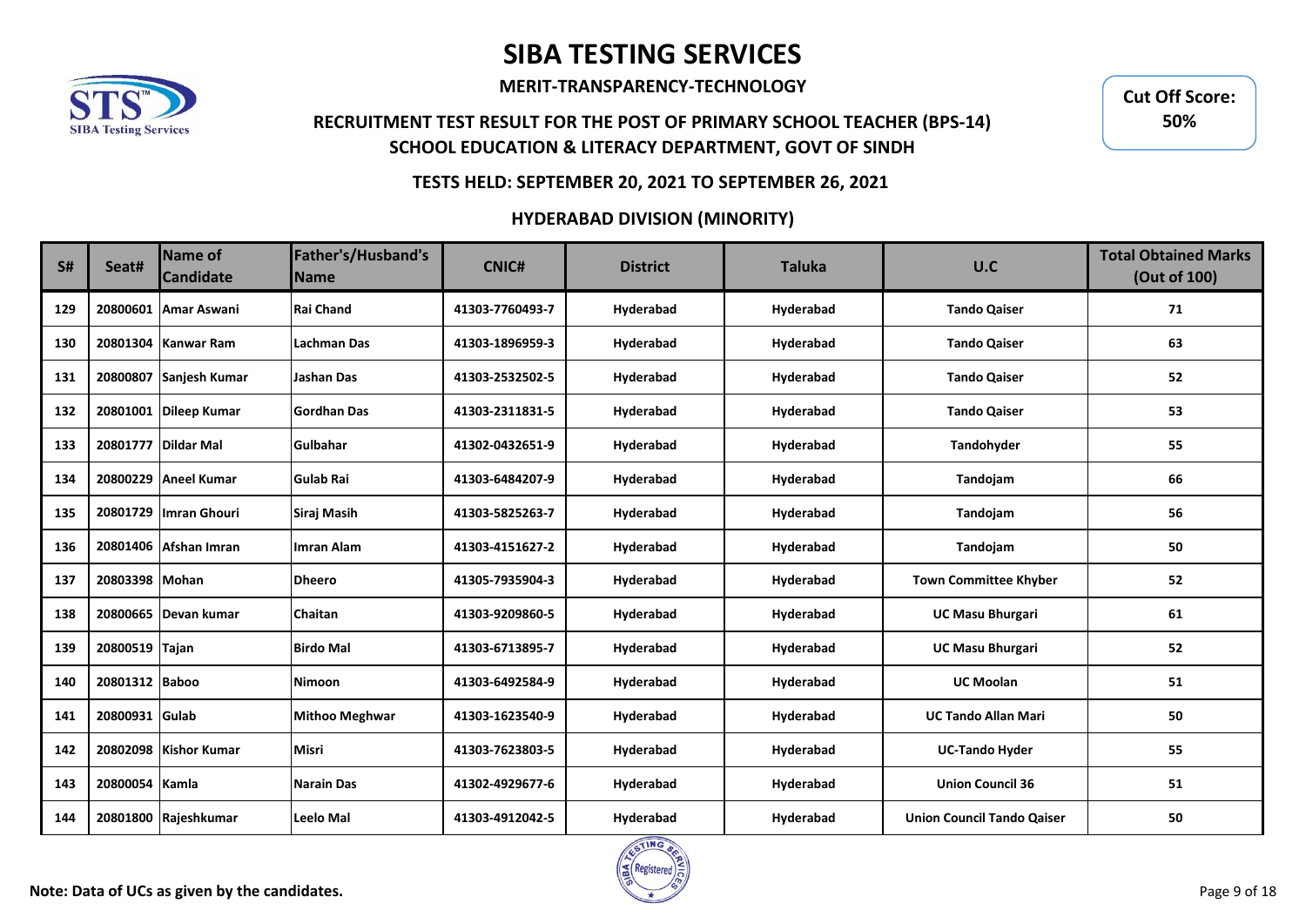# SIBA TESTING SERVICES

**MERIT-TRANSPARENCY-TECHNOLOGY**

**RECRUITMENT TEST RESULT FOR THE POST OF PRIMARY SCHOOL TEACHER (BPS-14)**
**SCHOOL EDUCATION & LITERACY DEPARTMENT, GOVT OF SINDH**

**Cut Off Score: 50%**

**TESTS HELD: SEPTEMBER 20, 2021 TO SEPTEMBER 26, 2021**

**HYDERABAD DIVISION (MINORITY)**

| S# | Seat# | Name of Candidate | Father's/Husband's Name | CNIC# | District | Taluka | U.C | Total Obtained Marks (Out of 100) |
|---|---|---|---|---|---|---|---|---|
| 129 | 20800601 | Amar Aswani | Rai Chand | 41303-7760493-7 | Hyderabad | Hyderabad | Tando Qaiser | 71 |
| 130 | 20801304 | Kanwar Ram | Lachman Das | 41303-1896959-3 | Hyderabad | Hyderabad | Tando Qaiser | 63 |
| 131 | 20800807 | Sanjesh Kumar | Jashan Das | 41303-2532502-5 | Hyderabad | Hyderabad | Tando Qaiser | 52 |
| 132 | 20801001 | Dileep Kumar | Gordhan Das | 41303-2311831-5 | Hyderabad | Hyderabad | Tando Qaiser | 53 |
| 133 | 20801777 | Dildar Mal | Gulbahar | 41302-0432651-9 | Hyderabad | Hyderabad | Tandohyder | 55 |
| 134 | 20800229 | Aneel Kumar | Gulab Rai | 41303-6484207-9 | Hyderabad | Hyderabad | Tandojam | 66 |
| 135 | 20801729 | Imran Ghouri | Siraj Masih | 41303-5825263-7 | Hyderabad | Hyderabad | Tandojam | 56 |
| 136 | 20801406 | Afshan Imran | Imran Alam | 41303-4151627-2 | Hyderabad | Hyderabad | Tandojam | 50 |
| 137 | 20803398 | Mohan | Dheero | 41305-7935904-3 | Hyderabad | Hyderabad | Town Committee Khyber | 52 |
| 138 | 20800665 | Devan kumar | Chaitan | 41303-9209860-5 | Hyderabad | Hyderabad | UC Masu Bhurgari | 61 |
| 139 | 20800519 | Tajan | Birdo Mal | 41303-6713895-7 | Hyderabad | Hyderabad | UC Masu Bhurgari | 52 |
| 140 | 20801312 | Baboo | Nimoon | 41303-6492584-9 | Hyderabad | Hyderabad | UC Moolan | 51 |
| 141 | 20800931 | Gulab | Mithoo Meghwar | 41303-1623540-9 | Hyderabad | Hyderabad | UC Tando Allan Mari | 50 |
| 142 | 20802098 | Kishor Kumar | Misri | 41303-7623803-5 | Hyderabad | Hyderabad | UC-Tando Hyder | 55 |
| 143 | 20800054 | Kamla | Narain Das | 41302-4929677-6 | Hyderabad | Hyderabad | Union Council 36 | 51 |
| 144 | 20801800 | Rajeshkumar | Leelo Mal | 41303-4912042-5 | Hyderabad | Hyderabad | Union Council Tando Qaiser | 50 |

**Note: Data of UCs as given by the candidates.**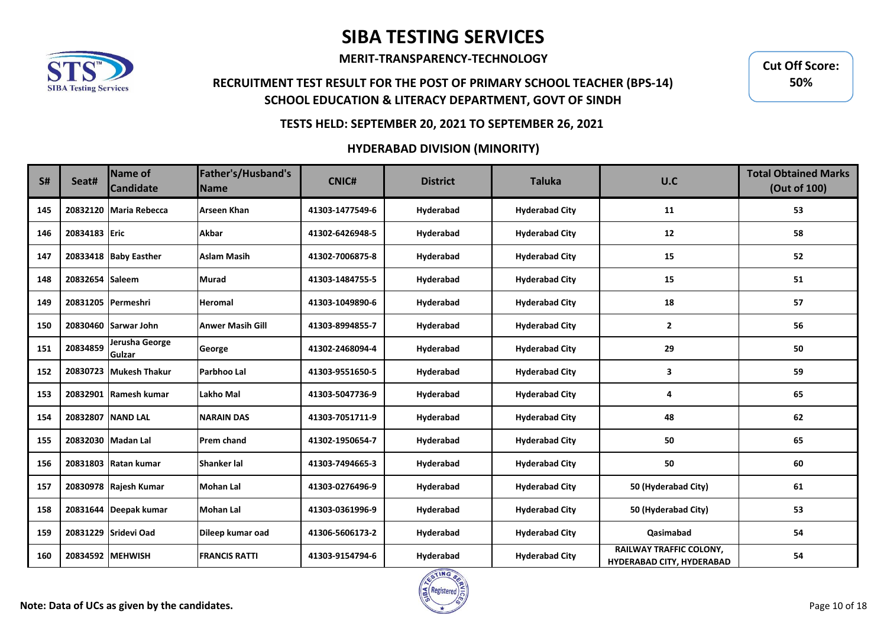# SIBA TESTING SERVICES

**MERIT-TRANSPARENCY-TECHNOLOGY**

**RECRUITMENT TEST RESULT FOR THE POST OF PRIMARY SCHOOL TEACHER (BPS-14)**
**SCHOOL EDUCATION & LITERACY DEPARTMENT, GOVT OF SINDH**

**Cut Off Score: 50%**

**TESTS HELD: SEPTEMBER 20, 2021 TO SEPTEMBER 26, 2021**

**HYDERABAD DIVISION (MINORITY)**

| S# | Seat# | Name of Candidate | Father's/Husband's Name | CNIC# | District | Taluka | U.C | Total Obtained Marks (Out of 100) |
|---|---|---|---|---|---|---|---|---|
| 145 | 20832120 | Maria Rebecca | Arseen Khan | 41303-1477549-6 | Hyderabad | Hyderabad City | 11 | 53 |
| 146 | 20834183 | Eric | Akbar | 41302-6426948-5 | Hyderabad | Hyderabad City | 12 | 58 |
| 147 | 20833418 | Baby Easther | Aslam Masih | 41302-7006875-8 | Hyderabad | Hyderabad City | 15 | 52 |
| 148 | 20832654 | Saleem | Murad | 41303-1484755-5 | Hyderabad | Hyderabad City | 15 | 51 |
| 149 | 20831205 | Permeshri | Heromal | 41303-1049890-6 | Hyderabad | Hyderabad City | 18 | 57 |
| 150 | 20830460 | Sarwar John | Anwer Masih Gill | 41303-8994855-7 | Hyderabad | Hyderabad City | 2 | 56 |
| 151 | 20834859 | Jerusha George Gulzar | George | 41302-2468094-4 | Hyderabad | Hyderabad City | 29 | 50 |
| 152 | 20830723 | Mukesh Thakur | Parbhoo Lal | 41303-9551650-5 | Hyderabad | Hyderabad City | 3 | 59 |
| 153 | 20832901 | Ramesh kumar | Lakho Mal | 41303-5047736-9 | Hyderabad | Hyderabad City | 4 | 65 |
| 154 | 20832807 | NAND LAL | NARAIN DAS | 41303-7051711-9 | Hyderabad | Hyderabad City | 48 | 62 |
| 155 | 20832030 | Madan Lal | Prem chand | 41302-1950654-7 | Hyderabad | Hyderabad City | 50 | 65 |
| 156 | 20831803 | Ratan kumar | Shanker lal | 41303-7494665-3 | Hyderabad | Hyderabad City | 50 | 60 |
| 157 | 20830978 | Rajesh Kumar | Mohan Lal | 41303-0276496-9 | Hyderabad | Hyderabad City | 50 (Hyderabad City) | 61 |
| 158 | 20831644 | Deepak kumar | Mohan Lal | 41303-0361996-9 | Hyderabad | Hyderabad City | 50 (Hyderabad City) | 53 |
| 159 | 20831229 | Sridevi Oad | Dileep kumar oad | 41306-5606173-2 | Hyderabad | Hyderabad City | Qasimabad | 54 |
| 160 | 20834592 | MEHWISH | FRANCIS RATTI | 41303-9154794-6 | Hyderabad | Hyderabad City | RAILWAY TRAFFIC COLONY, HYDERABAD CITY, HYDERABAD | 54 |

**Note: Data of UCs as given by the candidates.**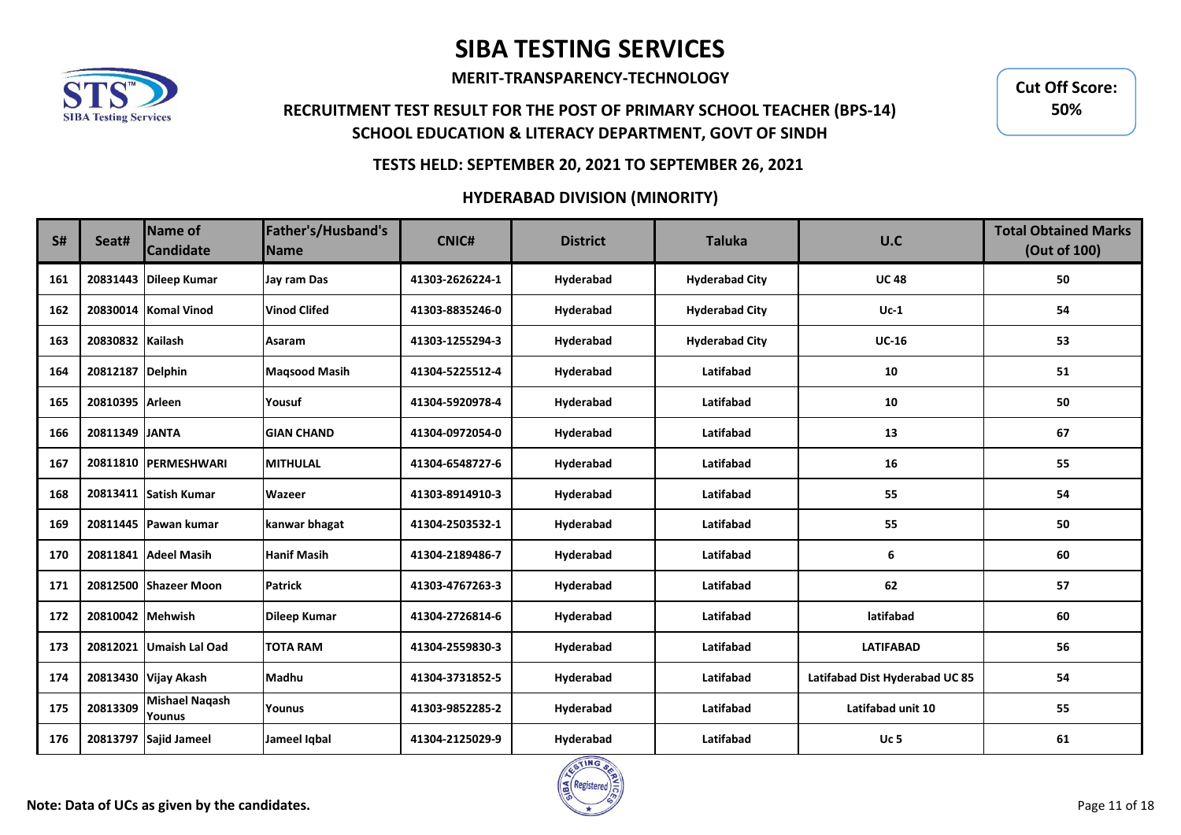# SIBA TESTING SERVICES

**MERIT-TRANSPARENCY-TECHNOLOGY**

**RECRUITMENT TEST RESULT FOR THE POST OF PRIMARY SCHOOL TEACHER (BPS-14)**
**SCHOOL EDUCATION & LITERACY DEPARTMENT, GOVT OF SINDH**

**Cut Off Score: 50%**

**TESTS HELD: SEPTEMBER 20, 2021 TO SEPTEMBER 26, 2021**

**HYDERABAD DIVISION (MINORITY)**

| S# | Seat# | Name of Candidate | Father's/Husband's Name | CNIC# | District | Taluka | U.C | Total Obtained Marks (Out of 100) |
|---|---|---|---|---|---|---|---|---|
| 161 | 20831443 | Dileep Kumar | Jay ram Das | 41303-2626224-1 | Hyderabad | Hyderabad City | UC 48 | 50 |
| 162 | 20830014 | Komal Vinod | Vinod Clifed | 41303-8835246-0 | Hyderabad | Hyderabad City | Uc-1 | 54 |
| 163 | 20830832 | Kailash | Asaram | 41303-1255294-3 | Hyderabad | Hyderabad City | UC-16 | 53 |
| 164 | 20812187 | Delphin | Maqsood Masih | 41304-5225512-4 | Hyderabad | Latifabad | 10 | 51 |
| 165 | 20810395 | Arleen | Yousuf | 41304-5920978-4 | Hyderabad | Latifabad | 10 | 50 |
| 166 | 20811349 | JANTA | GIAN CHAND | 41304-0972054-0 | Hyderabad | Latifabad | 13 | 67 |
| 167 | 20811810 | PERMESHWARI | MITHULAL | 41304-6548727-6 | Hyderabad | Latifabad | 16 | 55 |
| 168 | 20813411 | Satish Kumar | Wazeer | 41303-8914910-3 | Hyderabad | Latifabad | 55 | 54 |
| 169 | 20811445 | Pawan kumar | kanwar bhagat | 41304-2503532-1 | Hyderabad | Latifabad | 55 | 50 |
| 170 | 20811841 | Adeel Masih | Hanif Masih | 41304-2189486-7 | Hyderabad | Latifabad | 6 | 60 |
| 171 | 20812500 | Shazeer Moon | Patrick | 41303-4767263-3 | Hyderabad | Latifabad | 62 | 57 |
| 172 | 20810042 | Mehwish | Dileep Kumar | 41304-2726814-6 | Hyderabad | Latifabad | latifabad | 60 |
| 173 | 20812021 | Umaish Lal Oad | TOTA RAM | 41304-2559830-3 | Hyderabad | Latifabad | LATIFABAD | 56 |
| 174 | 20813430 | Vijay Akash | Madhu | 41304-3731852-5 | Hyderabad | Latifabad | Latifabad Dist Hyderabad UC 85 | 54 |
| 175 | 20813309 | Mishael Naqash Younus | Younus | 41303-9852285-2 | Hyderabad | Latifabad | Latifabad unit 10 | 55 |
| 176 | 20813797 | Sajid Jameel | Jameel Iqbal | 41304-2125029-9 | Hyderabad | Latifabad | Uc 5 | 61 |

**Note: Data of UCs as given by the candidates.**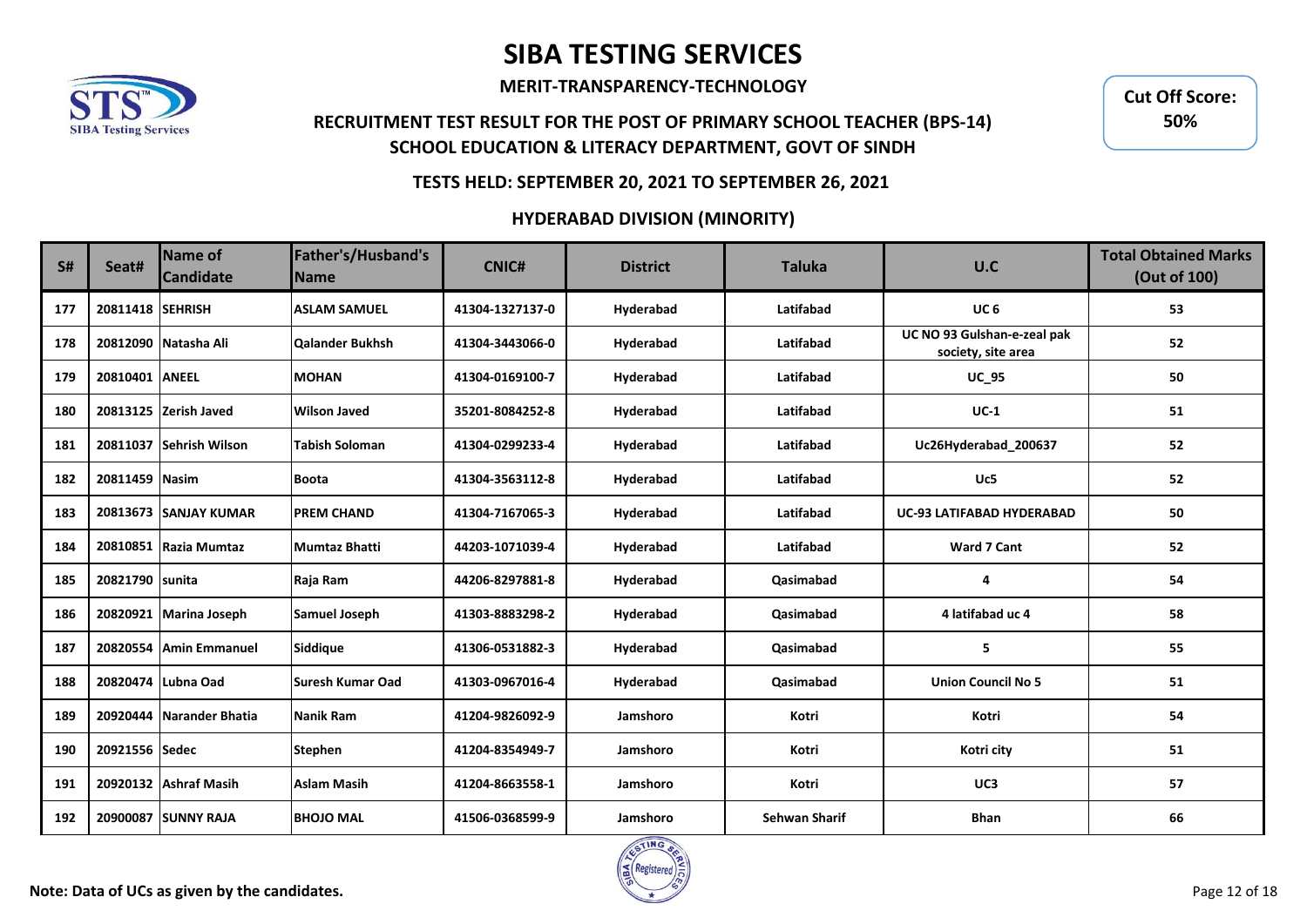# SIBA TESTING SERVICES

**MERIT-TRANSPARENCY-TECHNOLOGY**

**Cut Off Score: 50%**

## RECRUITMENT TEST RESULT FOR THE POST OF PRIMARY SCHOOL TEACHER (BPS-14)
## SCHOOL EDUCATION & LITERACY DEPARTMENT, GOVT OF SINDH

### TESTS HELD: SEPTEMBER 20, 2021 TO SEPTEMBER 26, 2021

### HYDERABAD DIVISION (MINORITY)

| S# | Seat# | Name of Candidate | Father's/Husband's Name | CNIC# | District | Taluka | U.C | Total Obtained Marks (Out of 100) |
|---|---|---|---|---|---|---|---|---|
| 177 | 20811418 | SEHRISH | ASLAM SAMUEL | 41304-1327137-0 | Hyderabad | Latifabad | UC 6 | 53 |
| 178 | 20812090 | Natasha Ali | Qalander Bukhsh | 41304-3443066-0 | Hyderabad | Latifabad | UC NO 93 Gulshan-e-zeal pak society, site area | 52 |
| 179 | 20810401 | ANEEL | MOHAN | 41304-0169100-7 | Hyderabad | Latifabad | UC_95 | 50 |
| 180 | 20813125 | Zerish Javed | Wilson Javed | 35201-8084252-8 | Hyderabad | Latifabad | UC-1 | 51 |
| 181 | 20811037 | Sehrish Wilson | Tabish Soloman | 41304-0299233-4 | Hyderabad | Latifabad | Uc26Hyderabad_200637 | 52 |
| 182 | 20811459 | Nasim | Boota | 41304-3563112-8 | Hyderabad | Latifabad | Uc5 | 52 |
| 183 | 20813673 | SANJAY KUMAR | PREM CHAND | 41304-7167065-3 | Hyderabad | Latifabad | UC-93 LATIFABAD HYDERABAD | 50 |
| 184 | 20810851 | Razia Mumtaz | Mumtaz Bhatti | 44203-1071039-4 | Hyderabad | Latifabad | Ward 7 Cant | 52 |
| 185 | 20821790 | sunita | Raja Ram | 44206-8297881-8 | Hyderabad | Qasimabad | 4 | 54 |
| 186 | 20820921 | Marina Joseph | Samuel Joseph | 41303-8883298-2 | Hyderabad | Qasimabad | 4 latifabad uc 4 | 58 |
| 187 | 20820554 | Amin Emmanuel | Siddique | 41306-0531882-3 | Hyderabad | Qasimabad | 5 | 55 |
| 188 | 20820474 | Lubna Oad | Suresh Kumar Oad | 41303-0967016-4 | Hyderabad | Qasimabad | Union Council No 5 | 51 |
| 189 | 20920444 | Narander Bhatia | Nanik Ram | 41204-9826092-9 | Jamshoro | Kotri | Kotri | 54 |
| 190 | 20921556 | Sedec | Stephen | 41204-8354949-7 | Jamshoro | Kotri | Kotri city | 51 |
| 191 | 20920132 | Ashraf Masih | Aslam Masih | 41204-8663558-1 | Jamshoro | Kotri | UC3 | 57 |
| 192 | 20900087 | SUNNY RAJA | BHOJO MAL | 41506-0368599-9 | Jamshoro | Sehwan Sharif | Bhan | 66 |

**Note: Data of UCs as given by the candidates.**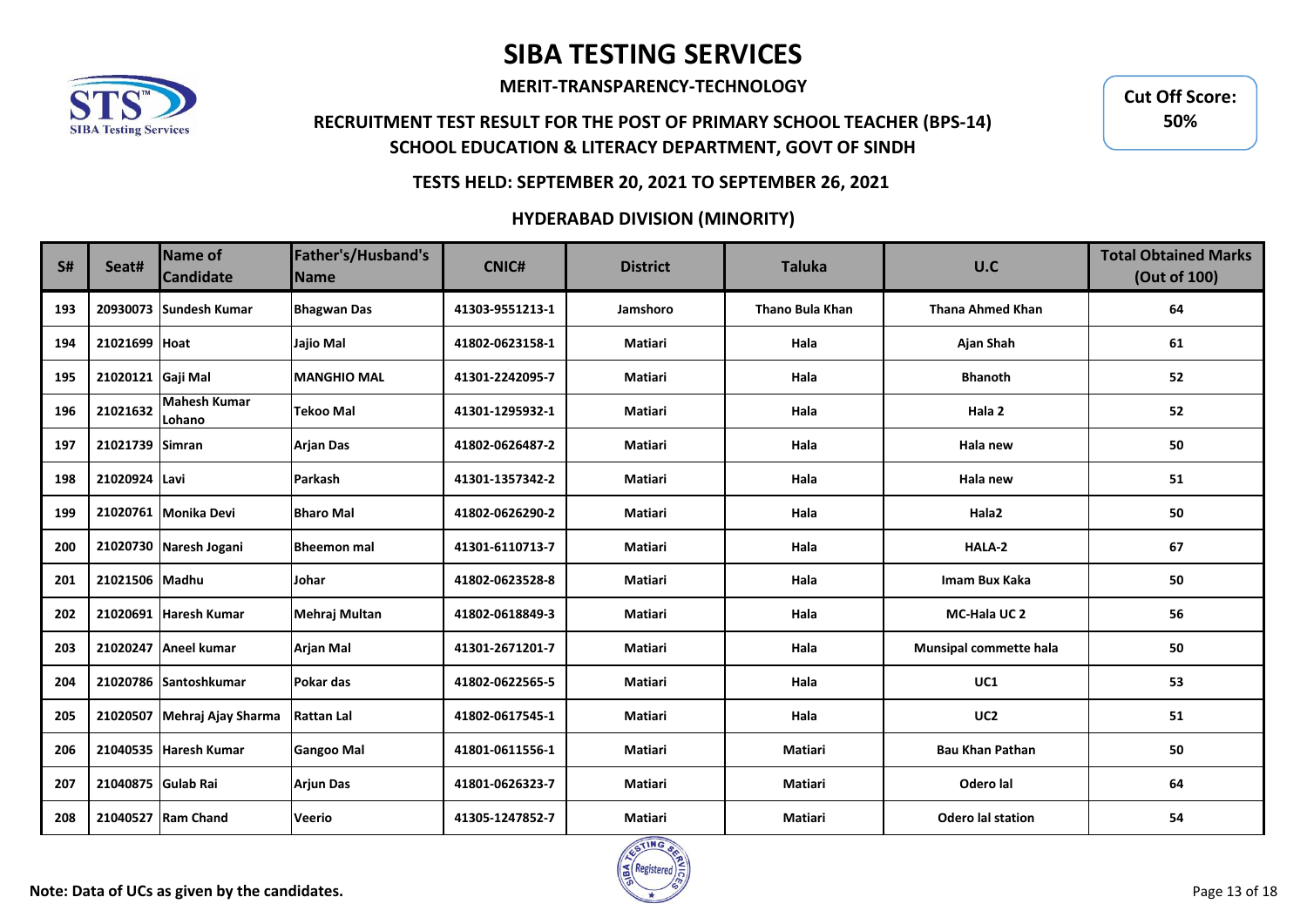# SIBA TESTING SERVICES

**MERIT-TRANSPARENCY-TECHNOLOGY**

**RECRUITMENT TEST RESULT FOR THE POST OF PRIMARY SCHOOL TEACHER (BPS-14)**
**SCHOOL EDUCATION & LITERACY DEPARTMENT, GOVT OF SINDH**

**Cut Off Score: 50%**

**TESTS HELD: SEPTEMBER 20, 2021 TO SEPTEMBER 26, 2021**

**HYDERABAD DIVISION (MINORITY)**

| S# | Seat# | Name of Candidate | Father's/Husband's Name | CNIC# | District | Taluka | U.C | Total Obtained Marks (Out of 100) |
|---|---|---|---|---|---|---|---|---|
| 193 | 20930073 | Sundesh Kumar | Bhagwan Das | 41303-9551213-1 | Jamshoro | Thano Bula Khan | Thana Ahmed Khan | 64 |
| 194 | 21021699 | Hoat | Jajio Mal | 41802-0623158-1 | Matiari | Hala | Ajan Shah | 61 |
| 195 | 21020121 | Gaji Mal | MANGHIO MAL | 41301-2242095-7 | Matiari | Hala | Bhanoth | 52 |
| 196 | 21021632 | Mahesh Kumar Lohano | Tekoo Mal | 41301-1295932-1 | Matiari | Hala | Hala 2 | 52 |
| 197 | 21021739 | Simran | Arjan Das | 41802-0626487-2 | Matiari | Hala | Hala new | 50 |
| 198 | 21020924 | Lavi | Parkash | 41301-1357342-2 | Matiari | Hala | Hala new | 51 |
| 199 | 21020761 | Monika Devi | Bharo Mal | 41802-0626290-2 | Matiari | Hala | Hala2 | 50 |
| 200 | 21020730 | Naresh Jogani | Bheemon mal | 41301-6110713-7 | Matiari | Hala | HALA-2 | 67 |
| 201 | 21021506 | Madhu | Johar | 41802-0623528-8 | Matiari | Hala | Imam Bux Kaka | 50 |
| 202 | 21020691 | Haresh Kumar | Mehraj Multan | 41802-0618849-3 | Matiari | Hala | MC-Hala UC 2 | 56 |
| 203 | 21020247 | Aneel kumar | Arjan Mal | 41301-2671201-7 | Matiari | Hala | Munsipal commette hala | 50 |
| 204 | 21020786 | Santoshkumar | Pokar das | 41802-0622565-5 | Matiari | Hala | UC1 | 53 |
| 205 | 21020507 | Mehraj Ajay Sharma | Rattan Lal | 41802-0617545-1 | Matiari | Hala | UC2 | 51 |
| 206 | 21040535 | Haresh Kumar | Gangoo Mal | 41801-0611556-1 | Matiari | Matiari | Bau Khan Pathan | 50 |
| 207 | 21040875 | Gulab Rai | Arjun Das | 41801-0626323-7 | Matiari | Matiari | Odero lal | 64 |
| 208 | 21040527 | Ram Chand | Veerio | 41305-1247852-7 | Matiari | Matiari | Odero lal station | 54 |

**Note: Data of UCs as given by the candidates.**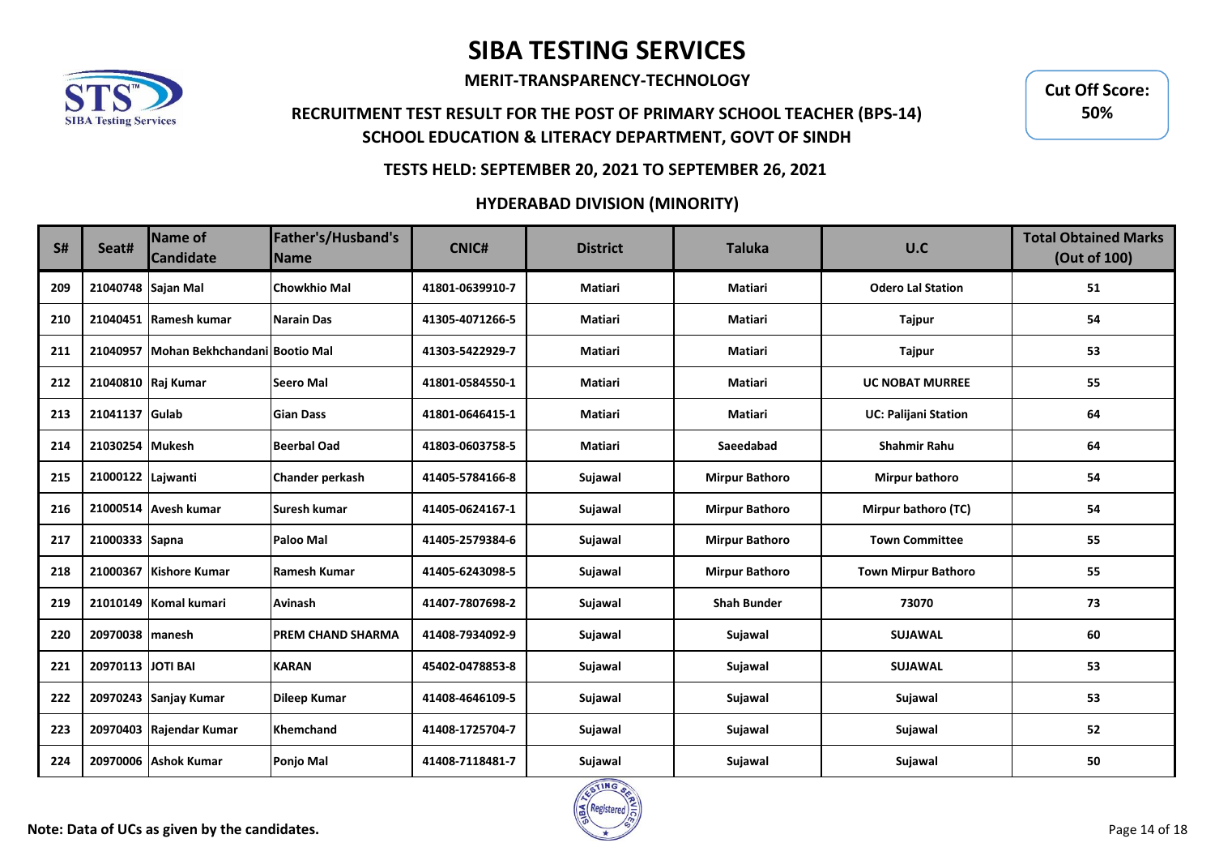# SIBA TESTING SERVICES

**MERIT-TRANSPARENCY-TECHNOLOGY**

**RECRUITMENT TEST RESULT FOR THE POST OF PRIMARY SCHOOL TEACHER (BPS-14)**
**SCHOOL EDUCATION & LITERACY DEPARTMENT, GOVT OF SINDH**

**Cut Off Score: 50%**

**TESTS HELD: SEPTEMBER 20, 2021 TO SEPTEMBER 26, 2021**

**HYDERABAD DIVISION (MINORITY)**

| S# | Seat# | Name of Candidate | Father's/Husband's Name | CNIC# | District | Taluka | U.C | Total Obtained Marks (Out of 100) |
|---|---|---|---|---|---|---|---|---|
| 209 | 21040748 | Sajan Mal | Chowkhio Mal | 41801-0639910-7 | Matiari | Matiari | Odero Lal Station | 51 |
| 210 | 21040451 | Ramesh kumar | Narain Das | 41305-4071266-5 | Matiari | Matiari | Tajpur | 54 |
| 211 | 21040957 | Mohan Bekhchandani | Bootio Mal | 41303-5422929-7 | Matiari | Matiari | Tajpur | 53 |
| 212 | 21040810 | Raj Kumar | Seero Mal | 41801-0584550-1 | Matiari | Matiari | UC NOBAT MURREE | 55 |
| 213 | 21041137 | Gulab | Gian Dass | 41801-0646415-1 | Matiari | Matiari | UC: Palijani Station | 64 |
| 214 | 21030254 | Mukesh | Beerbal Oad | 41803-0603758-5 | Matiari | Saeedabad | Shahmir Rahu | 64 |
| 215 | 21000122 | Lajwanti | Chander perkash | 41405-5784166-8 | Sujawal | Mirpur Bathoro | Mirpur bathoro | 54 |
| 216 | 21000514 | Avesh kumar | Suresh kumar | 41405-0624167-1 | Sujawal | Mirpur Bathoro | Mirpur bathoro (TC) | 54 |
| 217 | 21000333 | Sapna | Paloo Mal | 41405-2579384-6 | Sujawal | Mirpur Bathoro | Town Committee | 55 |
| 218 | 21000367 | Kishore Kumar | Ramesh Kumar | 41405-6243098-5 | Sujawal | Mirpur Bathoro | Town Mirpur Bathoro | 55 |
| 219 | 21010149 | Komal kumari | Avinash | 41407-7807698-2 | Sujawal | Shah Bunder | 73070 | 73 |
| 220 | 20970038 | manesh | PREM CHAND SHARMA | 41408-7934092-9 | Sujawal | Sujawal | SUJAWAL | 60 |
| 221 | 20970113 | JOTI BAI | KARAN | 45402-0478853-8 | Sujawal | Sujawal | SUJAWAL | 53 |
| 222 | 20970243 | Sanjay Kumar | Dileep Kumar | 41408-4646109-5 | Sujawal | Sujawal | Sujawal | 53 |
| 223 | 20970403 | Rajendar Kumar | Khemchand | 41408-1725704-7 | Sujawal | Sujawal | Sujawal | 52 |
| 224 | 20970006 | Ashok Kumar | Ponjo Mal | 41408-7118481-7 | Sujawal | Sujawal | Sujawal | 50 |

**Note: Data of UCs as given by the candidates.**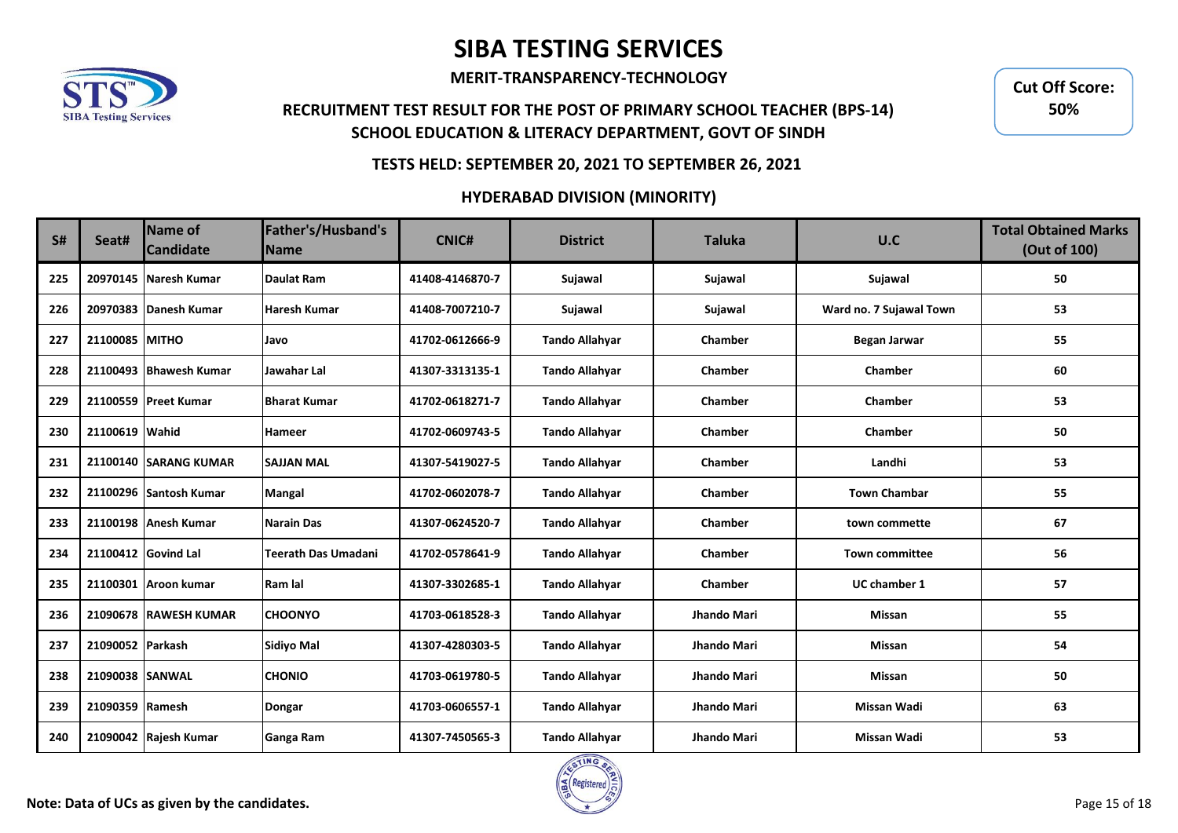# SIBA TESTING SERVICES

**MERIT-TRANSPARENCY-TECHNOLOGY**

**Cut Off Score: 50%**

## RECRUITMENT TEST RESULT FOR THE POST OF PRIMARY SCHOOL TEACHER (BPS-14)
## SCHOOL EDUCATION & LITERACY DEPARTMENT, GOVT OF SINDH

### TESTS HELD: SEPTEMBER 20, 2021 TO SEPTEMBER 26, 2021

### HYDERABAD DIVISION (MINORITY)

| S# | Seat# | Name of Candidate | Father's/Husband's Name | CNIC# | District | Taluka | U.C | Total Obtained Marks (Out of 100) |
|---|---|---|---|---|---|---|---|---|
| 225 | 20970145 | Naresh Kumar | Daulat Ram | 41408-4146870-7 | Sujawal | Sujawal | Sujawal | 50 |
| 226 | 20970383 | Danesh Kumar | Haresh Kumar | 41408-7007210-7 | Sujawal | Sujawal | Ward no. 7 Sujawal Town | 53 |
| 227 | 21100085 | MITHO | Javo | 41702-0612666-9 | Tando Allahyar | Chamber | Began Jarwar | 55 |
| 228 | 21100493 | Bhawesh Kumar | Jawahar Lal | 41307-3313135-1 | Tando Allahyar | Chamber | Chamber | 60 |
| 229 | 21100559 | Preet Kumar | Bharat Kumar | 41702-0618271-7 | Tando Allahyar | Chamber | Chamber | 53 |
| 230 | 21100619 | Wahid | Hameer | 41702-0609743-5 | Tando Allahyar | Chamber | Chamber | 50 |
| 231 | 21100140 | SARANG KUMAR | SAJJAN MAL | 41307-5419027-5 | Tando Allahyar | Chamber | Landhi | 53 |
| 232 | 21100296 | Santosh Kumar | Mangal | 41702-0602078-7 | Tando Allahyar | Chamber | Town Chambar | 55 |
| 233 | 21100198 | Anesh Kumar | Narain Das | 41307-0624520-7 | Tando Allahyar | Chamber | town commette | 67 |
| 234 | 21100412 | Govind Lal | Teerath Das Umadani | 41702-0578641-9 | Tando Allahyar | Chamber | Town committee | 56 |
| 235 | 21100301 | Aroon kumar | Ram lal | 41307-3302685-1 | Tando Allahyar | Chamber | UC chamber 1 | 57 |
| 236 | 21090678 | RAWESH KUMAR | CHOONYO | 41703-0618528-3 | Tando Allahyar | Jhando Mari | Missan | 55 |
| 237 | 21090052 | Parkash | Sidiyo Mal | 41307-4280303-5 | Tando Allahyar | Jhando Mari | Missan | 54 |
| 238 | 21090038 | SANWAL | CHONIO | 41703-0619780-5 | Tando Allahyar | Jhando Mari | Missan | 50 |
| 239 | 21090359 | Ramesh | Dongar | 41703-0606557-1 | Tando Allahyar | Jhando Mari | Missan Wadi | 63 |
| 240 | 21090042 | Rajesh Kumar | Ganga Ram | 41307-7450565-3 | Tando Allahyar | Jhando Mari | Missan Wadi | 53 |

**Note: Data of UCs as given by the candidates.**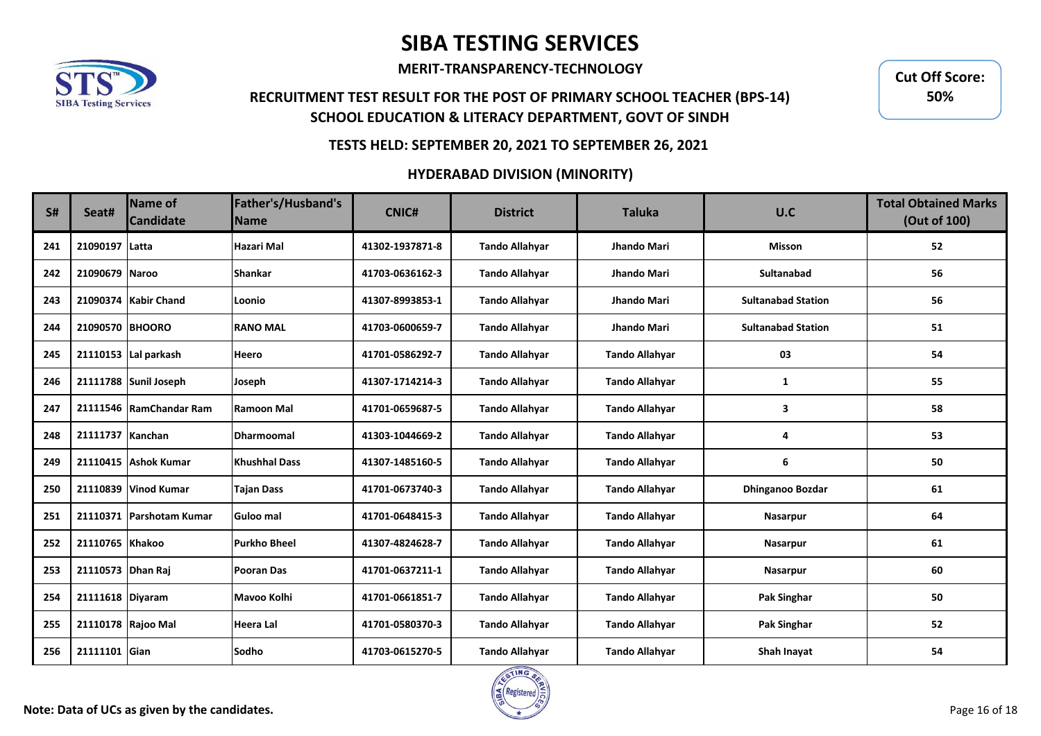# SIBA TESTING SERVICES

**MERIT-TRANSPARENCY-TECHNOLOGY**

**RECRUITMENT TEST RESULT FOR THE POST OF PRIMARY SCHOOL TEACHER (BPS-14)**
**SCHOOL EDUCATION & LITERACY DEPARTMENT, GOVT OF SINDH**

**Cut Off Score: 50%**

**TESTS HELD: SEPTEMBER 20, 2021 TO SEPTEMBER 26, 2021**

**HYDERABAD DIVISION (MINORITY)**

| S# | Seat# | Name of Candidate | Father's/Husband's Name | CNIC# | District | Taluka | U.C | Total Obtained Marks (Out of 100) |
|---|---|---|---|---|---|---|---|---|
| 241 | 21090197 | Latta | Hazari Mal | 41302-1937871-8 | Tando Allahyar | Jhando Mari | Misson | 52 |
| 242 | 21090679 | Naroo | Shankar | 41703-0636162-3 | Tando Allahyar | Jhando Mari | Sultanabad | 56 |
| 243 | 21090374 | Kabir Chand | Loonio | 41307-8993853-1 | Tando Allahyar | Jhando Mari | Sultanabad Station | 56 |
| 244 | 21090570 | BHOORO | RANO MAL | 41703-0600659-7 | Tando Allahyar | Jhando Mari | Sultanabad Station | 51 |
| 245 | 21110153 | Lal parkash | Heero | 41701-0586292-7 | Tando Allahyar | Tando Allahyar | 03 | 54 |
| 246 | 21111788 | Sunil Joseph | Joseph | 41307-1714214-3 | Tando Allahyar | Tando Allahyar | 1 | 55 |
| 247 | 21111546 | RamChandar Ram | Ramoon Mal | 41701-0659687-5 | Tando Allahyar | Tando Allahyar | 3 | 58 |
| 248 | 21111737 | Kanchan | Dharmoomal | 41303-1044669-2 | Tando Allahyar | Tando Allahyar | 4 | 53 |
| 249 | 21110415 | Ashok Kumar | Khushhal Dass | 41307-1485160-5 | Tando Allahyar | Tando Allahyar | 6 | 50 |
| 250 | 21110839 | Vinod Kumar | Tajan Dass | 41701-0673740-3 | Tando Allahyar | Tando Allahyar | Dhinganoo Bozdar | 61 |
| 251 | 21110371 | Parshotam Kumar | Guloo mal | 41701-0648415-3 | Tando Allahyar | Tando Allahyar | Nasarpur | 64 |
| 252 | 21110765 | Khakoo | Purkho Bheel | 41307-4824628-7 | Tando Allahyar | Tando Allahyar | Nasarpur | 61 |
| 253 | 21110573 | Dhan Raj | Pooran Das | 41701-0637211-1 | Tando Allahyar | Tando Allahyar | Nasarpur | 60 |
| 254 | 21111618 | Diyaram | Mavoo Kolhi | 41701-0661851-7 | Tando Allahyar | Tando Allahyar | Pak Singhar | 50 |
| 255 | 21110178 | Rajoo Mal | Heera Lal | 41701-0580370-3 | Tando Allahyar | Tando Allahyar | Pak Singhar | 52 |
| 256 | 21111101 | Gian | Sodho | 41703-0615270-5 | Tando Allahyar | Tando Allahyar | Shah Inayat | 54 |

**Note: Data of UCs as given by the candidates.**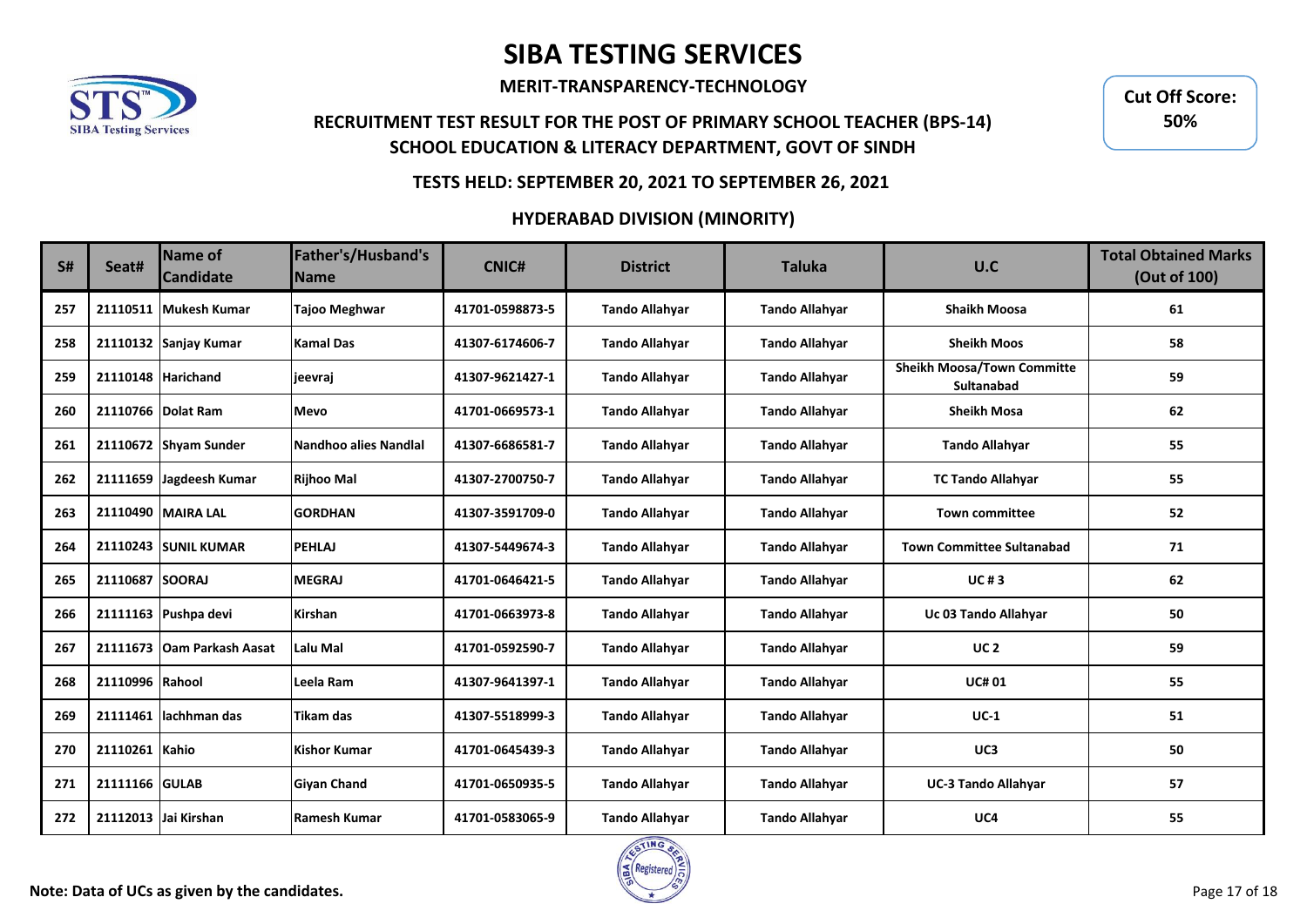# SIBA TESTING SERVICES

**MERIT-TRANSPARENCY-TECHNOLOGY**

**RECRUITMENT TEST RESULT FOR THE POST OF PRIMARY SCHOOL TEACHER (BPS-14)**
**SCHOOL EDUCATION & LITERACY DEPARTMENT, GOVT OF SINDH**

**Cut Off Score: 50%**

**TESTS HELD: SEPTEMBER 20, 2021 TO SEPTEMBER 26, 2021**

**HYDERABAD DIVISION (MINORITY)**

| S# | Seat# | Name of Candidate | Father's/Husband's Name | CNIC# | District | Taluka | U.C | Total Obtained Marks (Out of 100) |
|---|---|---|---|---|---|---|---|---|
| 257 | 21110511 | Mukesh Kumar | Tajoo Meghwar | 41701-0598873-5 | Tando Allahyar | Tando Allahyar | Shaikh Moosa | 61 |
| 258 | 21110132 | Sanjay Kumar | Kamal Das | 41307-6174606-7 | Tando Allahyar | Tando Allahyar | Sheikh Moos | 58 |
| 259 | 21110148 | Harichand | jeevraj | 41307-9621427-1 | Tando Allahyar | Tando Allahyar | Sheikh Moosa/Town Committe Sultanabad | 59 |
| 260 | 21110766 | Dolat Ram | Mevo | 41701-0669573-1 | Tando Allahyar | Tando Allahyar | Sheikh Mosa | 62 |
| 261 | 21110672 | Shyam Sunder | Nandhoo alies Nandlal | 41307-6686581-7 | Tando Allahyar | Tando Allahyar | Tando Allahyar | 55 |
| 262 | 21111659 | Jagdeesh Kumar | Rijhoo Mal | 41307-2700750-7 | Tando Allahyar | Tando Allahyar | TC Tando Allahyar | 55 |
| 263 | 21110490 | MAIRA LAL | GORDHAN | 41307-3591709-0 | Tando Allahyar | Tando Allahyar | Town committee | 52 |
| 264 | 21110243 | SUNIL KUMAR | PEHLAJ | 41307-5449674-3 | Tando Allahyar | Tando Allahyar | Town Committee Sultanabad | 71 |
| 265 | 21110687 | SOORAJ | MEGRAJ | 41701-0646421-5 | Tando Allahyar | Tando Allahyar | UC # 3 | 62 |
| 266 | 21111163 | Pushpa devi | Kirshan | 41701-0663973-8 | Tando Allahyar | Tando Allahyar | Uc 03 Tando Allahyar | 50 |
| 267 | 21111673 | Oam Parkash Aasat | Lalu Mal | 41701-0592590-7 | Tando Allahyar | Tando Allahyar | UC 2 | 59 |
| 268 | 21110996 | Rahool | Leela Ram | 41307-9641397-1 | Tando Allahyar | Tando Allahyar | UC# 01 | 55 |
| 269 | 21111461 | lachhman das | Tikam das | 41307-5518999-3 | Tando Allahyar | Tando Allahyar | UC-1 | 51 |
| 270 | 21110261 | Kahio | Kishor Kumar | 41701-0645439-3 | Tando Allahyar | Tando Allahyar | UC3 | 50 |
| 271 | 21111166 | GULAB | Giyan Chand | 41701-0650935-5 | Tando Allahyar | Tando Allahyar | UC-3 Tando Allahyar | 57 |
| 272 | 21112013 | Jai Kirshan | Ramesh Kumar | 41701-0583065-9 | Tando Allahyar | Tando Allahyar | UC4 | 55 |

**Note: Data of UCs as given by the candidates.**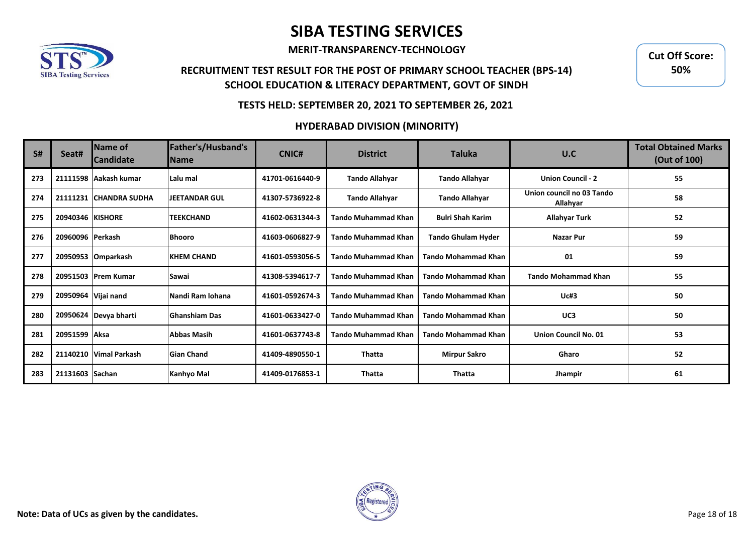# SIBA TESTING SERVICES

**MERIT-TRANSPARENCY-TECHNOLOGY**

**Cut Off Score: 50%**

## RECRUITMENT TEST RESULT FOR THE POST OF PRIMARY SCHOOL TEACHER (BPS-14)
## SCHOOL EDUCATION & LITERACY DEPARTMENT, GOVT OF SINDH

### TESTS HELD: SEPTEMBER 20, 2021 TO SEPTEMBER 26, 2021

### HYDERABAD DIVISION (MINORITY)

| S# | Seat# | Name of Candidate | Father's/Husband's Name | CNIC# | District | Taluka | U.C | Total Obtained Marks (Out of 100) |
|---|---|---|---|---|---|---|---|---|
| 273 | 21111598 | Aakash kumar | Lalu mal | 41701-0616440-9 | Tando Allahyar | Tando Allahyar | Union Council - 2 | 55 |
| 274 | 21111231 | CHANDRA SUDHA | JEETANDAR GUL | 41307-5736922-8 | Tando Allahyar | Tando Allahyar | Union council no 03 Tando Allahyar | 58 |
| 275 | 20940346 | KISHORE | TEEKCHAND | 41602-0631344-3 | Tando Muhammad Khan | Bulri Shah Karim | Allahyar Turk | 52 |
| 276 | 20960096 | Perkash | Bhooro | 41603-0606827-9 | Tando Muhammad Khan | Tando Ghulam Hyder | Nazar Pur | 59 |
| 277 | 20950953 | Omparkash | KHEM CHAND | 41601-0593056-5 | Tando Muhammad Khan | Tando Mohammad Khan | 01 | 59 |
| 278 | 20951503 | Prem Kumar | Sawai | 41308-5394617-7 | Tando Muhammad Khan | Tando Mohammad Khan | Tando Mohammad Khan | 55 |
| 279 | 20950964 | Vijai nand | Nandi Ram lohana | 41601-0592674-3 | Tando Muhammad Khan | Tando Mohammad Khan | Uc#3 | 50 |
| 280 | 20950624 | Devya bharti | Ghanshiam Das | 41601-0633427-0 | Tando Muhammad Khan | Tando Mohammad Khan | UC3 | 50 |
| 281 | 20951599 | Aksa | Abbas Masih | 41601-0637743-8 | Tando Muhammad Khan | Tando Mohammad Khan | Union Council No. 01 | 53 |
| 282 | 21140210 | Vimal Parkash | Gian Chand | 41409-4890550-1 | Thatta | Mirpur Sakro | Gharo | 52 |
| 283 | 21131603 | Sachan | Kanhyo Mal | 41409-0176853-1 | Thatta | Thatta | Jhampir | 61 |

**Note: Data of UCs as given by the candidates.**